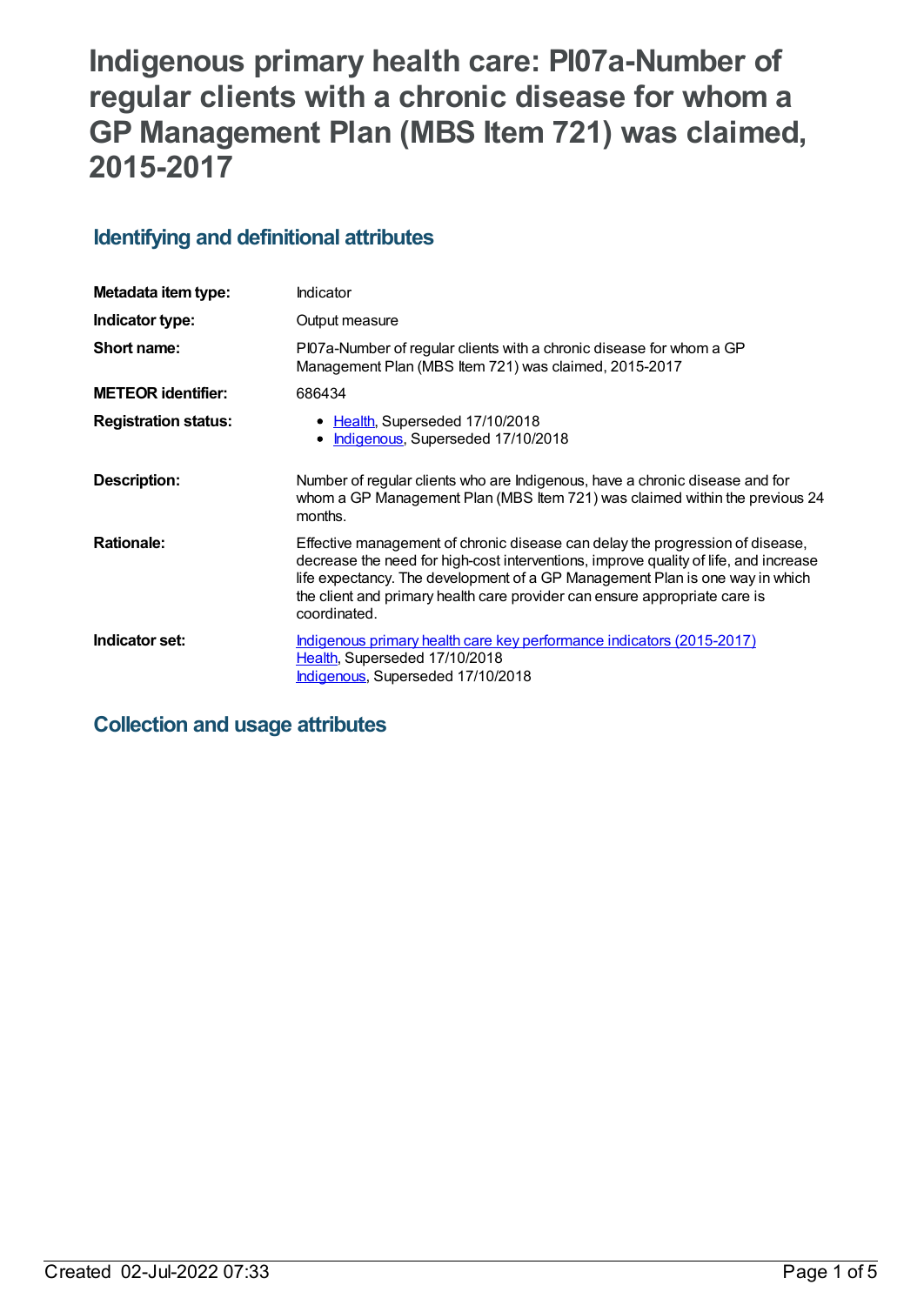# Indigenous primary health care: PI07a-Number of regular clients with a chronic disease for whom a GP Management Plan (MBS Item 721) was claimed, 2015-2017

## Identifying and definitional attributes

| | |
|---|---|
| **Metadata item type:** | Indicator |
| **Indicator type:** | Output measure |
| **Short name:** | PI07a-Number of regular clients with a chronic disease for whom a GP Management Plan (MBS Item 721) was claimed, 2015-2017 |
| **METEOR identifier:** | 686434 |
| **Registration status:** | • Health, Superseded 17/10/2018<br>• Indigenous, Superseded 17/10/2018 |
| **Description:** | Number of regular clients who are Indigenous, have a chronic disease and for whom a GP Management Plan (MBS Item 721) was claimed within the previous 24 months. |
| **Rationale:** | Effective management of chronic disease can delay the progression of disease, decrease the need for high-cost interventions, improve quality of life, and increase life expectancy. The development of a GP Management Plan is one way in which the client and primary health care provider can ensure appropriate care is coordinated. |
| **Indicator set:** | Indigenous primary health care key performance indicators (2015-2017)<br>Health, Superseded 17/10/2018<br>Indigenous, Superseded 17/10/2018 |

## Collection and usage attributes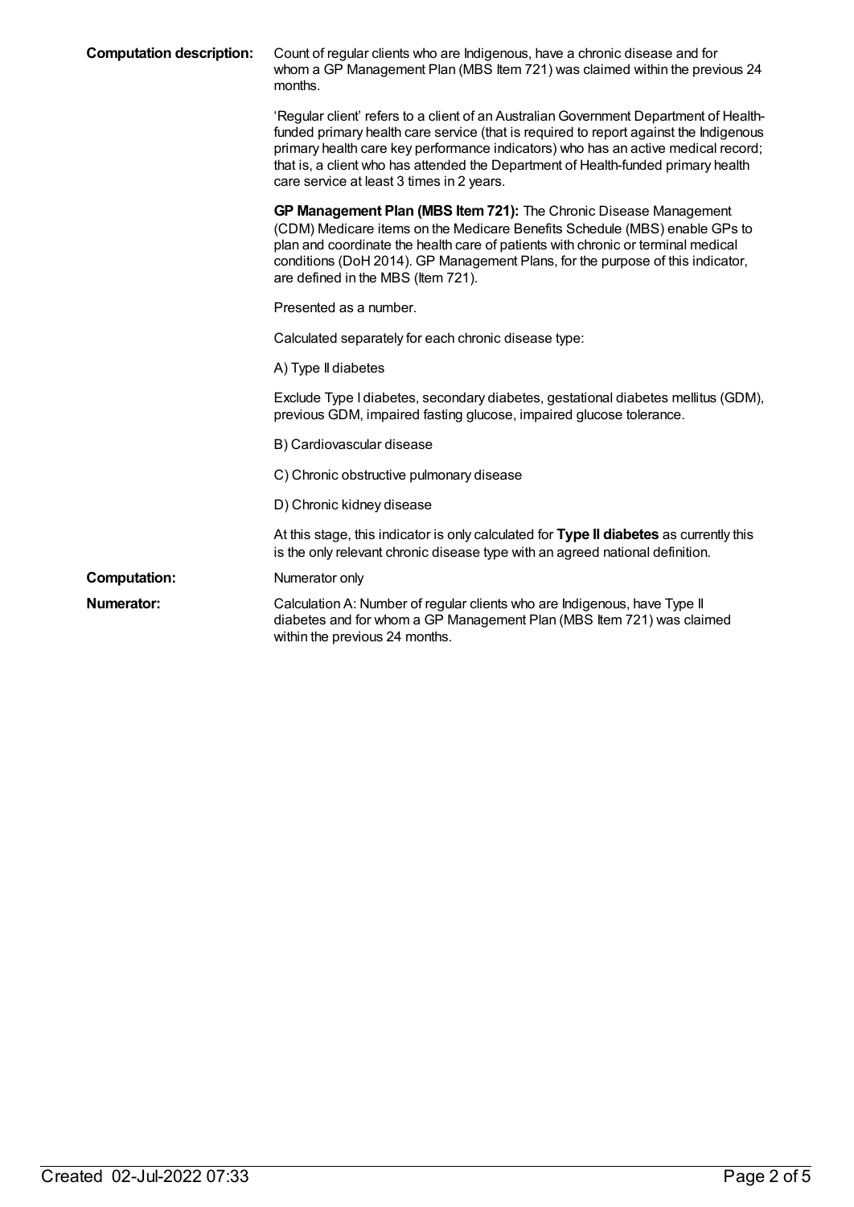**Computation description:** Count of regular clients who are Indigenous, have a chronic disease and for whom a GP Management Plan (MBS Item 721) was claimed within the previous 24 months.

'Regular client' refers to a client of an Australian Government Department of Health-funded primary health care service (that is required to report against the Indigenous primary health care key performance indicators) who has an active medical record; that is, a client who has attended the Department of Health-funded primary health care service at least 3 times in 2 years.

**GP Management Plan (MBS Item 721):** The Chronic Disease Management (CDM) Medicare items on the Medicare Benefits Schedule (MBS) enable GPs to plan and coordinate the health care of patients with chronic or terminal medical conditions (DoH 2014). GP Management Plans, for the purpose of this indicator, are defined in the MBS (Item 721).

Presented as a number.

Calculated separately for each chronic disease type:

A) Type II diabetes

Exclude Type I diabetes, secondary diabetes, gestational diabetes mellitus (GDM), previous GDM, impaired fasting glucose, impaired glucose tolerance.

B) Cardiovascular disease

C) Chronic obstructive pulmonary disease

D) Chronic kidney disease

At this stage, this indicator is only calculated for **Type II diabetes** as currently this is the only relevant chronic disease type with an agreed national definition.

**Computation:** Numerator only

**Numerator:** Calculation A: Number of regular clients who are Indigenous, have Type II diabetes and for whom a GP Management Plan (MBS Item 721) was claimed within the previous 24 months.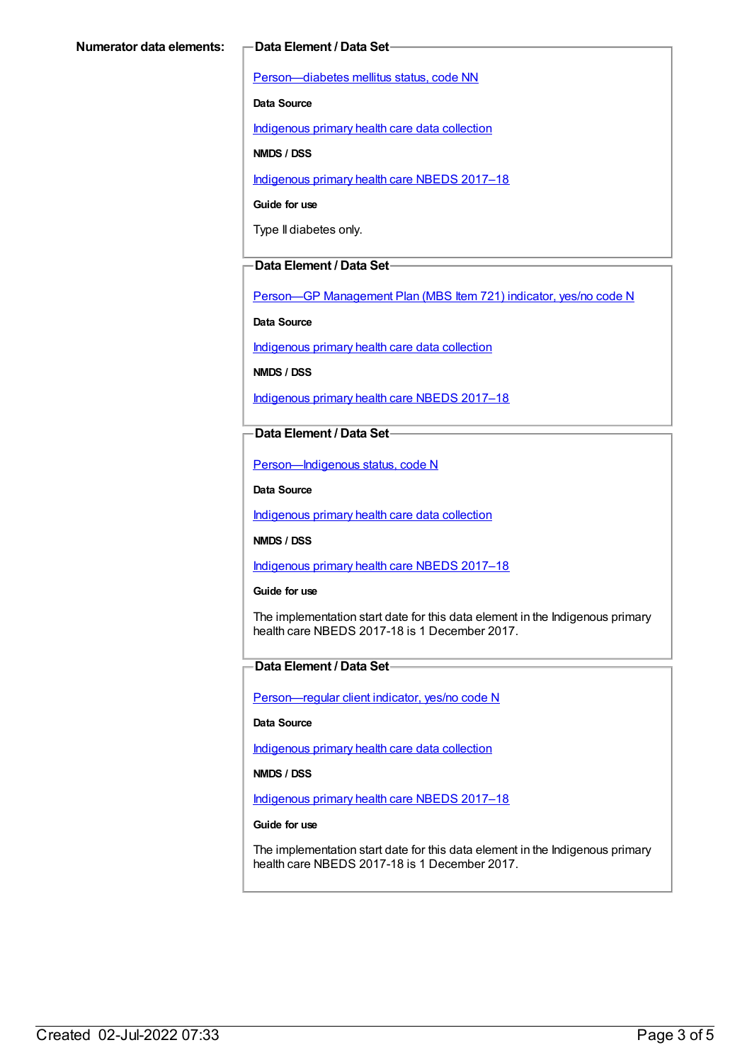**Numerator data elements:**

**Data Element / Data Set**

Person—diabetes mellitus status, code NN

**Data Source**

Indigenous primary health care data collection

**NMDS / DSS**

Indigenous primary health care NBEDS 2017–18

**Guide for use**

Type II diabetes only.

**Data Element / Data Set**

Person—GP Management Plan (MBS Item 721) indicator, yes/no code N

**Data Source**

Indigenous primary health care data collection

**NMDS / DSS**

Indigenous primary health care NBEDS 2017–18

**Data Element / Data Set**

Person—Indigenous status, code N

**Data Source**

Indigenous primary health care data collection

**NMDS / DSS**

Indigenous primary health care NBEDS 2017–18

**Guide for use**

The implementation start date for this data element in the Indigenous primary health care NBEDS 2017-18 is 1 December 2017.

**Data Element / Data Set**

Person—regular client indicator, yes/no code N

**Data Source**

Indigenous primary health care data collection

**NMDS / DSS**

Indigenous primary health care NBEDS 2017–18

**Guide for use**

The implementation start date for this data element in the Indigenous primary health care NBEDS 2017-18 is 1 December 2017.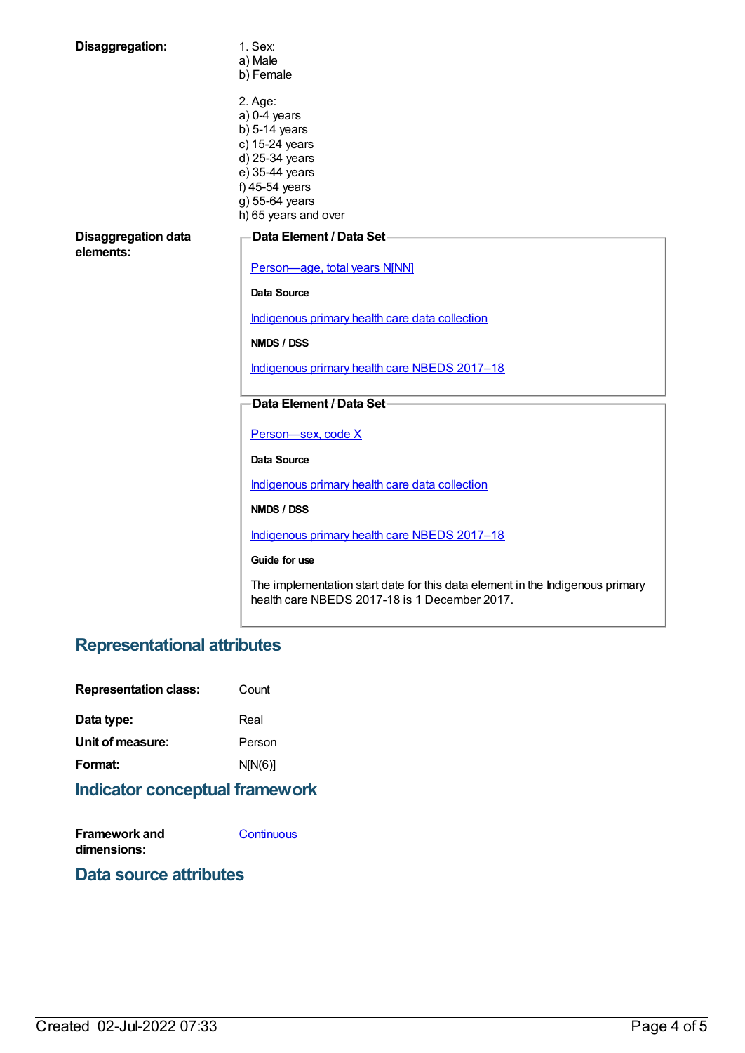**Disaggregation:**

1. Sex:
a) Male
b) Female

2. Age:
a) 0-4 years
b) 5-14 years
c) 15-24 years
d) 25-34 years
e) 35-44 years
f) 45-54 years
g) 55-64 years
h) 65 years and over

**Disaggregation data elements:**

**Data Element / Data Set**

Person—age, total years N[NN]

**Data Source**

Indigenous primary health care data collection

**NMDS / DSS**

Indigenous primary health care NBEDS 2017–18

**Data Element / Data Set**

Person—sex, code X

**Data Source**

Indigenous primary health care data collection

**NMDS / DSS**

Indigenous primary health care NBEDS 2017–18

**Guide for use**

The implementation start date for this data element in the Indigenous primary health care NBEDS 2017-18 is 1 December 2017.

## Representational attributes

**Representation class:** Count

**Data type:** Real

**Unit of measure:** Person

**Format:** N[N(6)]

## Indicator conceptual framework

**Framework and dimensions:** Continuous

## Data source attributes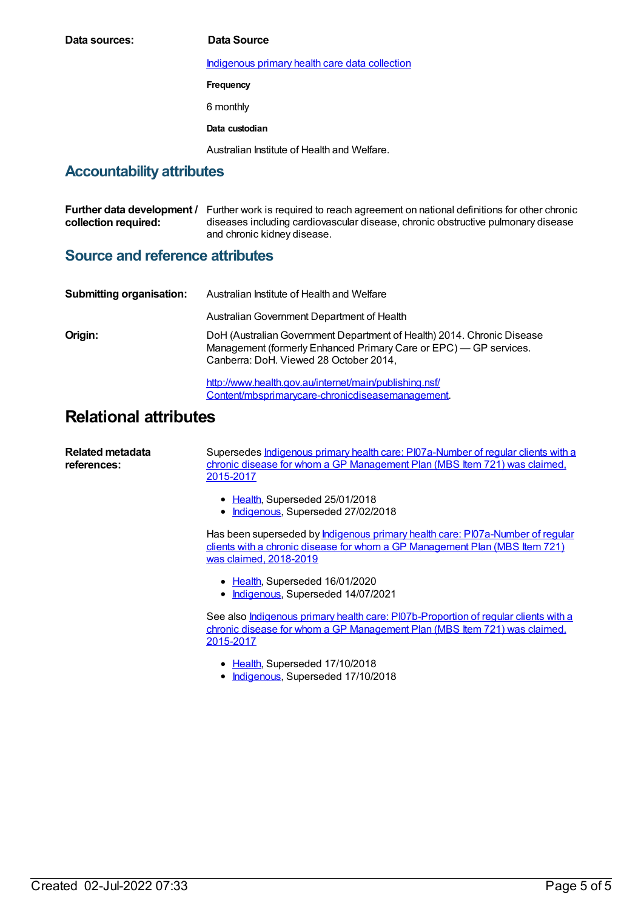**Data sources:**

**Data Source**

Indigenous primary health care data collection

**Frequency**

6 monthly

**Data custodian**

Australian Institute of Health and Welfare.

## Accountability attributes

**Further data development / collection required:** Further work is required to reach agreement on national definitions for other chronic diseases including cardiovascular disease, chronic obstructive pulmonary disease and chronic kidney disease.

## Source and reference attributes

**Submitting organisation:** Australian Institute of Health and Welfare

Australian Government Department of Health

**Origin:** DoH (Australian Government Department of Health) 2014. Chronic Disease Management (formerly Enhanced Primary Care or EPC) — GP services. Canberra: DoH. Viewed 28 October 2014,

http://www.health.gov.au/internet/main/publishing.nsf/Content/mbsprimarycare-chronicdiseasemanagement.

# Relational attributes

**Related metadata references:**

Supersedes Indigenous primary health care: PI07a-Number of regular clients with a chronic disease for whom a GP Management Plan (MBS Item 721) was claimed, 2015-2017

- Health, Superseded 25/01/2018
- Indigenous, Superseded 27/02/2018

Has been superseded by Indigenous primary health care: PI07a-Number of regular clients with a chronic disease for whom a GP Management Plan (MBS Item 721) was claimed, 2018-2019

- Health, Superseded 16/01/2020
- Indigenous, Superseded 14/07/2021

See also Indigenous primary health care: PI07b-Proportion of regular clients with a chronic disease for whom a GP Management Plan (MBS Item 721) was claimed, 2015-2017

- Health, Superseded 17/10/2018
- Indigenous, Superseded 17/10/2018